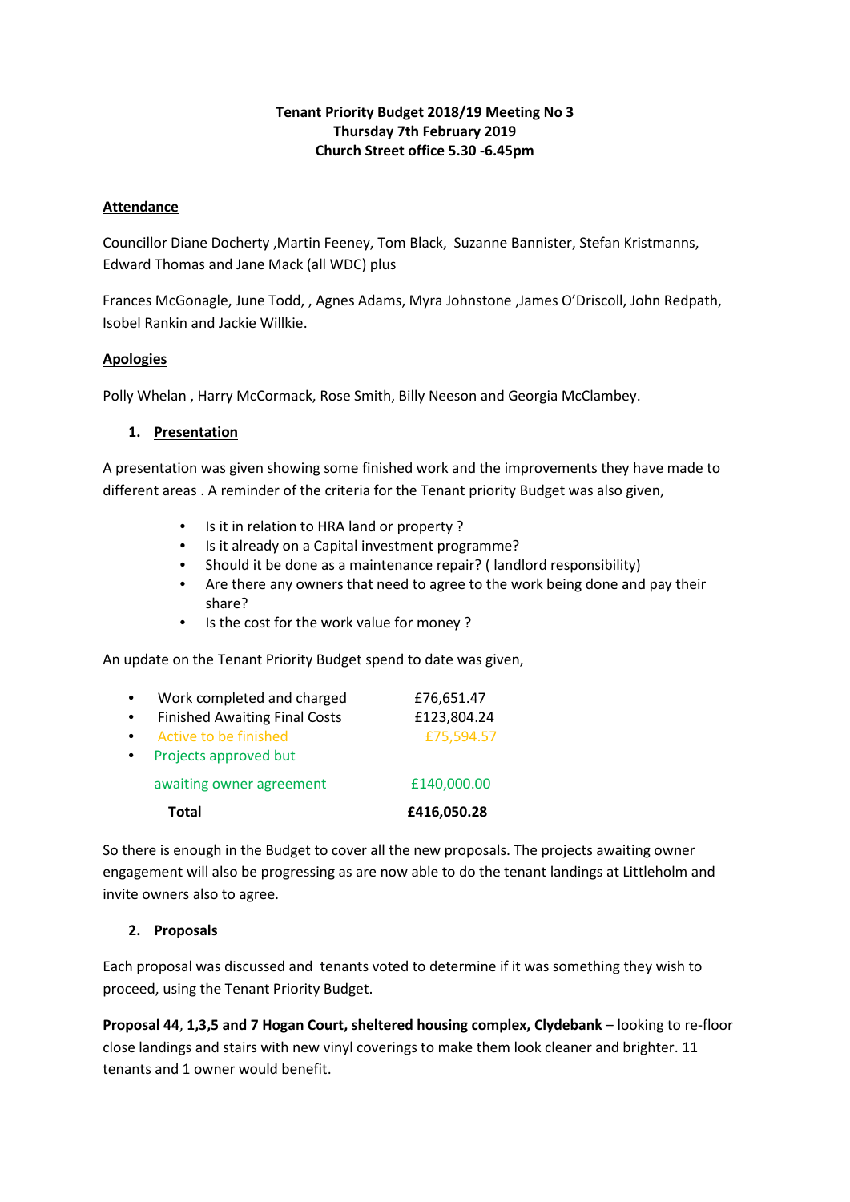**Tenant Priority Budget 2018/19 Meeting No 3**
**Thursday 7th February 2019**
**Church Street office 5.30 -6.45pm**

## Attendance

Councillor Diane Docherty ,Martin Feeney, Tom Black, Suzanne Bannister, Stefan Kristmanns, Edward Thomas and Jane Mack (all WDC) plus

Frances McGonagle, June Todd, , Agnes Adams, Myra Johnstone ,James O'Driscoll, John Redpath, Isobel Rankin and Jackie Willkie.

## Apologies

Polly Whelan , Harry McCormack, Rose Smith, Billy Neeson and Georgia McClambey.

1. **Presentation**

A presentation was given showing some finished work and the improvements they have made to different areas . A reminder of the criteria for the Tenant priority Budget was also given,

- Is it in relation to HRA land or property ?
- Is it already on a Capital investment programme?
- Should it be done as a maintenance repair? ( landlord responsibility)
- Are there any owners that need to agree to the work being done and pay their share?
- Is the cost for the work value for money ?

An update on the Tenant Priority Budget spend to date was given,

| | |
|---|---|
| • Work completed and charged | £76,651.47 |
| • Finished Awaiting Final Costs | £123,804.24 |
| • Active to be finished | £75,594.57 |
| • Projects approved but awaiting owner agreement | £140,000.00 |
| **Total** | **£416,050.28** |

So there is enough in the Budget to cover all the new proposals. The projects awaiting owner engagement will also be progressing as are now able to do the tenant landings at Littleholm and invite owners also to agree.

2. **Proposals**

Each proposal was discussed and tenants voted to determine if it was something they wish to proceed, using the Tenant Priority Budget.

**Proposal 44**, **1,3,5 and 7 Hogan Court, sheltered housing complex, Clydebank** – looking to re-floor close landings and stairs with new vinyl coverings to make them look cleaner and brighter. 11 tenants and 1 owner would benefit.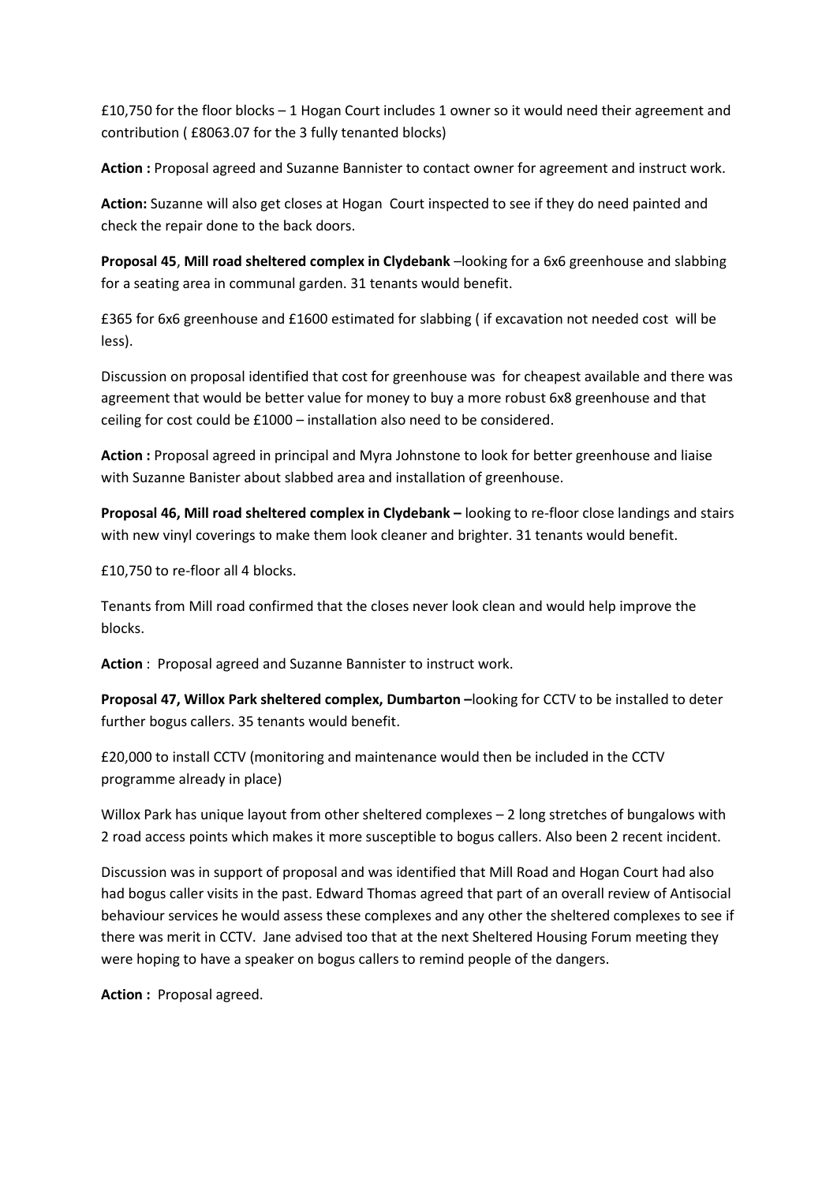£10,750 for the floor blocks – 1 Hogan Court includes 1 owner so it would need their agreement and contribution ( £8063.07 for the 3 fully tenanted blocks)

**Action :** Proposal agreed and Suzanne Bannister to contact owner for agreement and instruct work.

**Action:** Suzanne will also get closes at Hogan Court inspected to see if they do need painted and check the repair done to the back doors.

**Proposal 45**, **Mill road sheltered complex in Clydebank** –looking for a 6x6 greenhouse and slabbing for a seating area in communal garden. 31 tenants would benefit.

£365 for 6x6 greenhouse and £1600 estimated for slabbing ( if excavation not needed cost will be less).

Discussion on proposal identified that cost for greenhouse was for cheapest available and there was agreement that would be better value for money to buy a more robust 6x8 greenhouse and that ceiling for cost could be £1000 – installation also need to be considered.

**Action :** Proposal agreed in principal and Myra Johnstone to look for better greenhouse and liaise with Suzanne Banister about slabbed area and installation of greenhouse.

**Proposal 46, Mill road sheltered complex in Clydebank –** looking to re-floor close landings and stairs with new vinyl coverings to make them look cleaner and brighter. 31 tenants would benefit.

£10,750 to re-floor all 4 blocks.

Tenants from Mill road confirmed that the closes never look clean and would help improve the blocks.

**Action** : Proposal agreed and Suzanne Bannister to instruct work.

**Proposal 47, Willox Park sheltered complex, Dumbarton –**looking for CCTV to be installed to deter further bogus callers. 35 tenants would benefit.

£20,000 to install CCTV (monitoring and maintenance would then be included in the CCTV programme already in place)

Willox Park has unique layout from other sheltered complexes – 2 long stretches of bungalows with 2 road access points which makes it more susceptible to bogus callers. Also been 2 recent incident.

Discussion was in support of proposal and was identified that Mill Road and Hogan Court had also had bogus caller visits in the past. Edward Thomas agreed that part of an overall review of Antisocial behaviour services he would assess these complexes and any other the sheltered complexes to see if there was merit in CCTV. Jane advised too that at the next Sheltered Housing Forum meeting they were hoping to have a speaker on bogus callers to remind people of the dangers.

**Action :** Proposal agreed.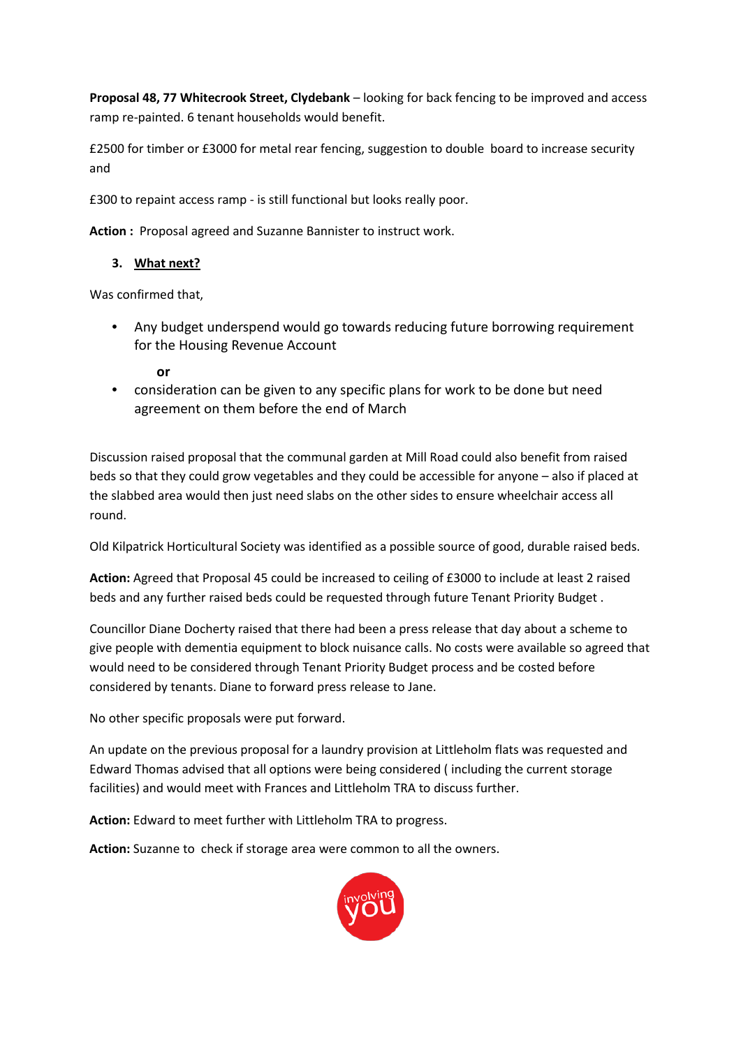**Proposal 48, 77 Whitecrook Street, Clydebank** – looking for back fencing to be improved and access ramp re-painted. 6 tenant households would benefit.

£2500 for timber or £3000 for metal rear fencing, suggestion to double board to increase security and

£300 to repaint access ramp - is still functional but looks really poor.

**Action :** Proposal agreed and Suzanne Bannister to instruct work.

### 3. What next?

Was confirmed that,

- Any budget underspend would go towards reducing future borrowing requirement for the Housing Revenue Account

  **or**

- consideration can be given to any specific plans for work to be done but need agreement on them before the end of March

Discussion raised proposal that the communal garden at Mill Road could also benefit from raised beds so that they could grow vegetables and they could be accessible for anyone – also if placed at the slabbed area would then just need slabs on the other sides to ensure wheelchair access all round.

Old Kilpatrick Horticultural Society was identified as a possible source of good, durable raised beds.

**Action:** Agreed that Proposal 45 could be increased to ceiling of £3000 to include at least 2 raised beds and any further raised beds could be requested through future Tenant Priority Budget .

Councillor Diane Docherty raised that there had been a press release that day about a scheme to give people with dementia equipment to block nuisance calls. No costs were available so agreed that would need to be considered through Tenant Priority Budget process and be costed before considered by tenants. Diane to forward press release to Jane.

No other specific proposals were put forward.

An update on the previous proposal for a laundry provision at Littleholm flats was requested and Edward Thomas advised that all options were being considered ( including the current storage facilities) and would meet with Frances and Littleholm TRA to discuss further.

**Action:** Edward to meet further with Littleholm TRA to progress.

**Action:** Suzanne to check if storage area were common to all the owners.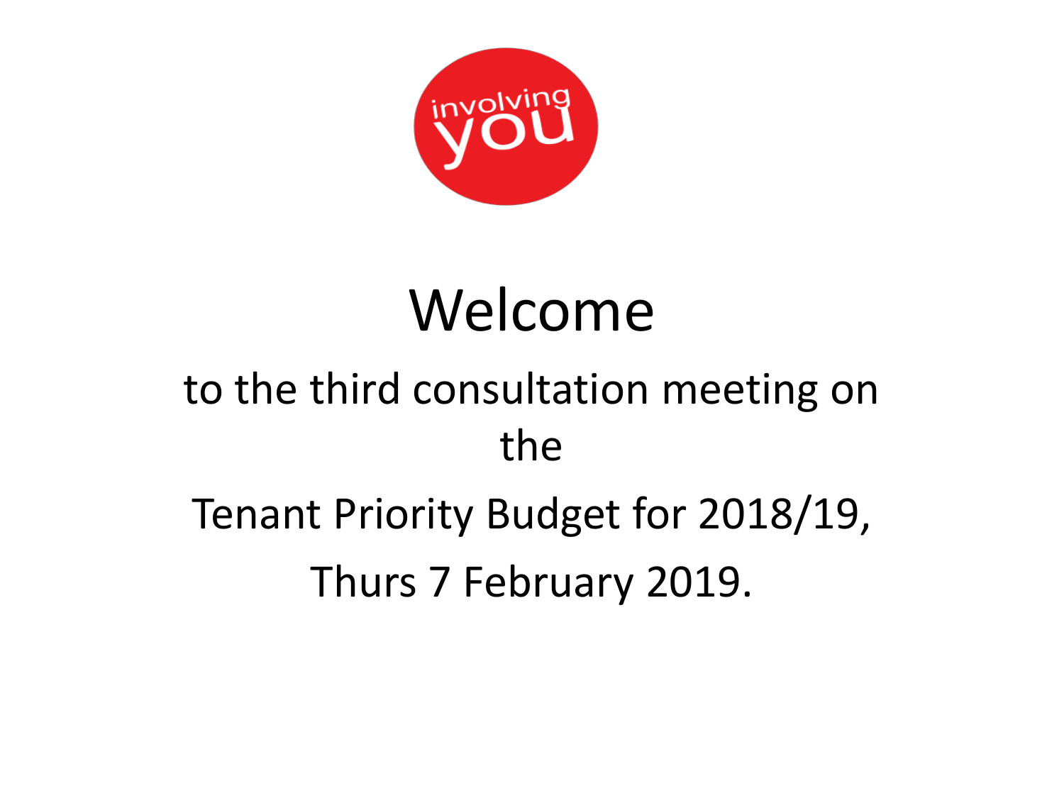involving you

# Welcome

to the third consultation meeting on the

Tenant Priority Budget for 2018/19,

Thurs 7 February 2019.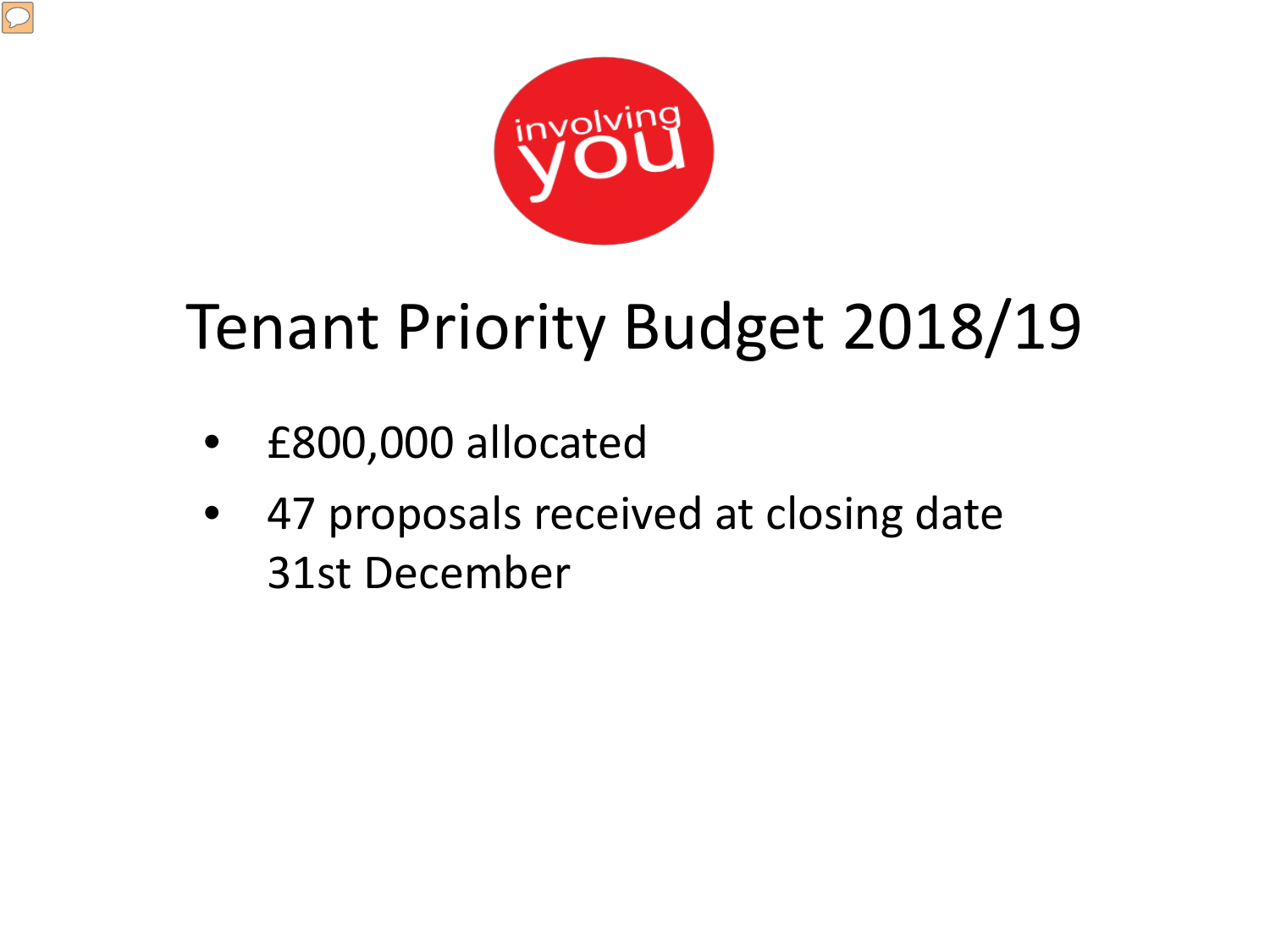# Tenant Priority Budget 2018/19

- £800,000 allocated
- 47 proposals received at closing date 31st December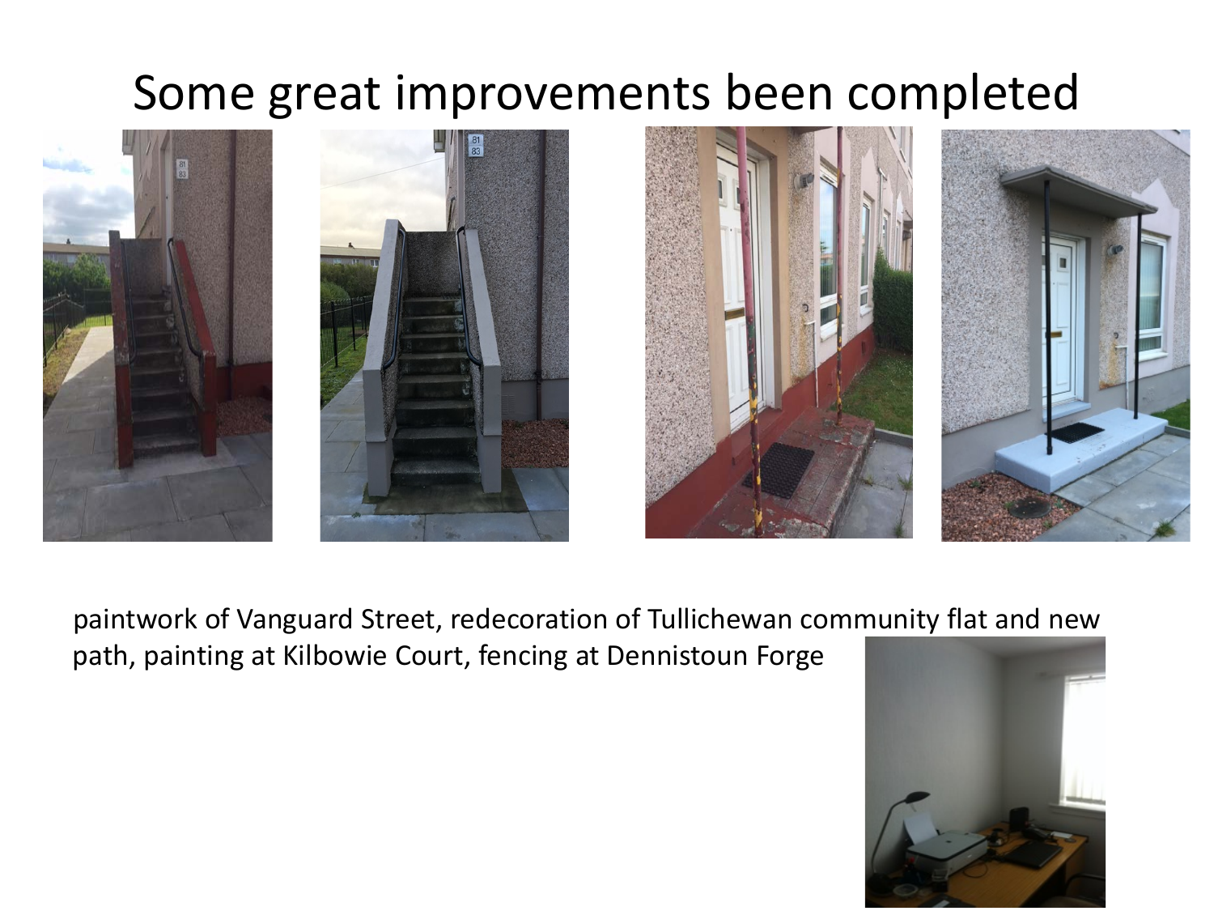# Some great improvements been completed

paintwork of Vanguard Street, redecoration of Tullichewan community flat and new path, painting at Kilbowie Court, fencing at Dennistoun Forge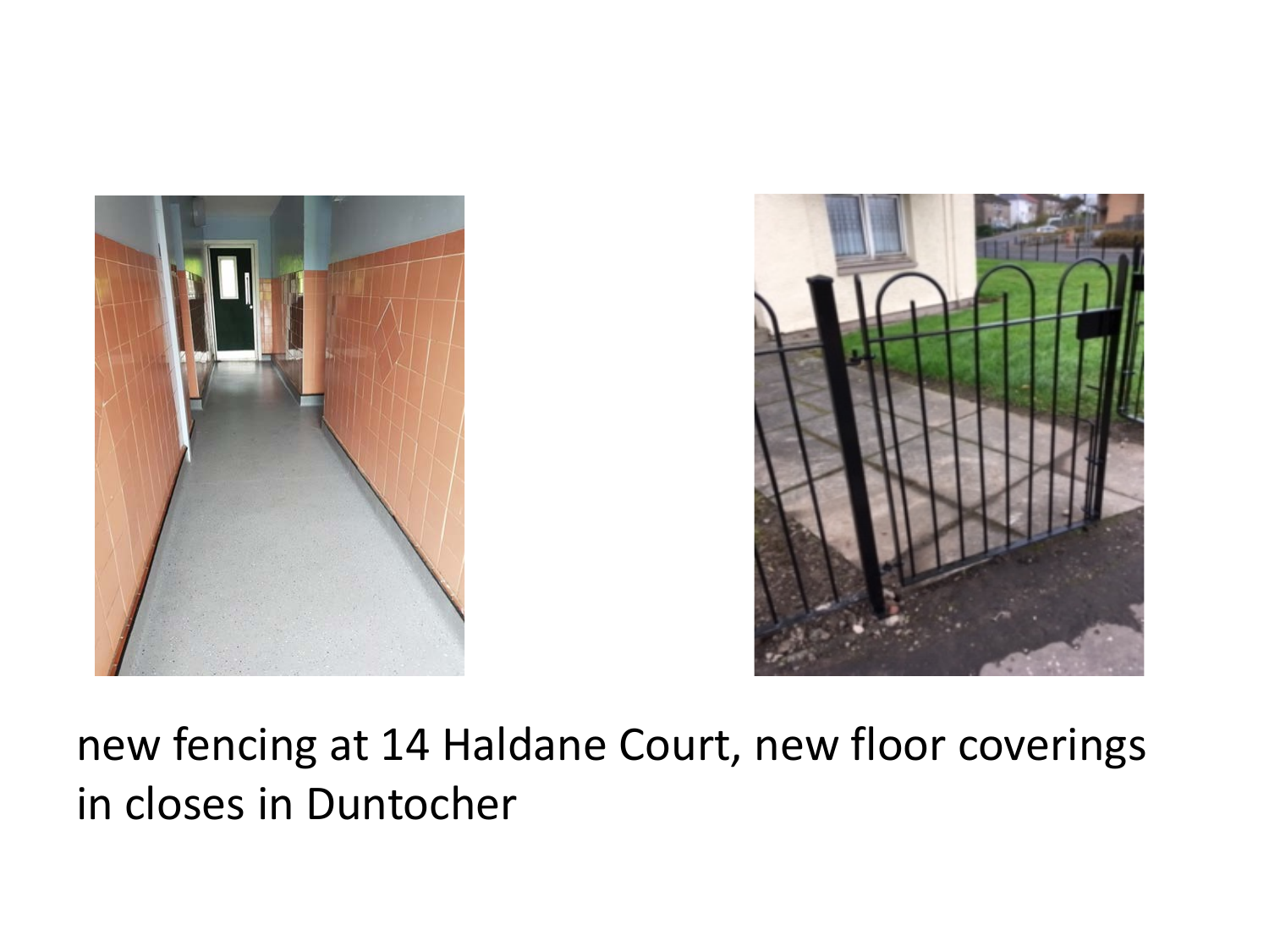new fencing at 14 Haldane Court, new floor coverings in closes in Duntocher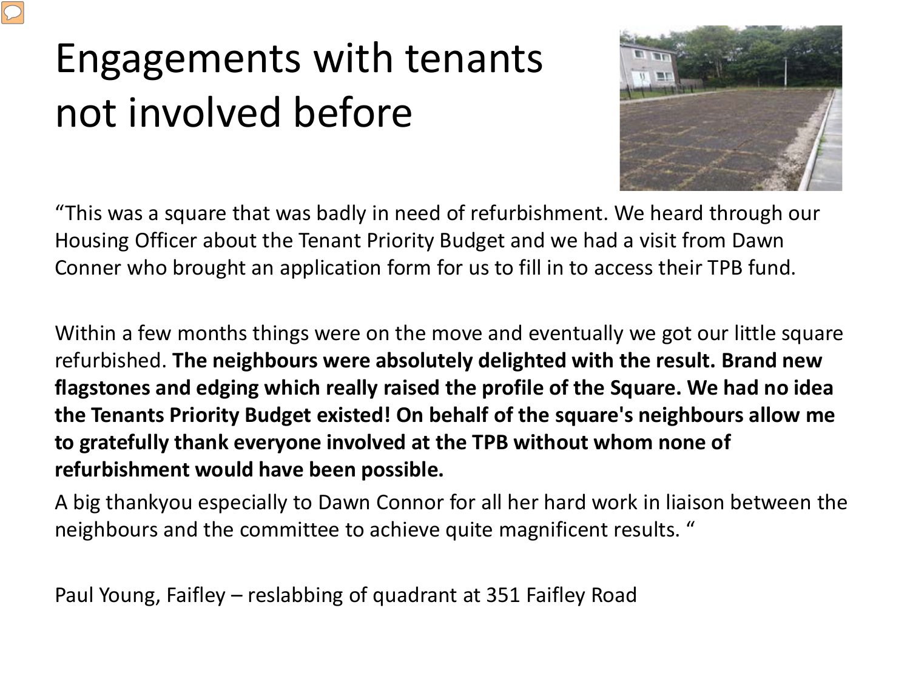# Engagements with tenants not involved before

"This was a square that was badly in need of refurbishment. We heard through our Housing Officer about the Tenant Priority Budget and we had a visit from Dawn Conner who brought an application form for us to fill in to access their TPB fund.

Within a few months things were on the move and eventually we got our little square refurbished. **The neighbours were absolutely delighted with the result. Brand new flagstones and edging which really raised the profile of the Square. We had no idea the Tenants Priority Budget existed! On behalf of the square's neighbours allow me to gratefully thank everyone involved at the TPB without whom none of refurbishment would have been possible.**

A big thankyou especially to Dawn Connor for all her hard work in liaison between the neighbours and the committee to achieve quite magnificent results. "

Paul Young, Faifley – reslabbing of quadrant at 351 Faifley Road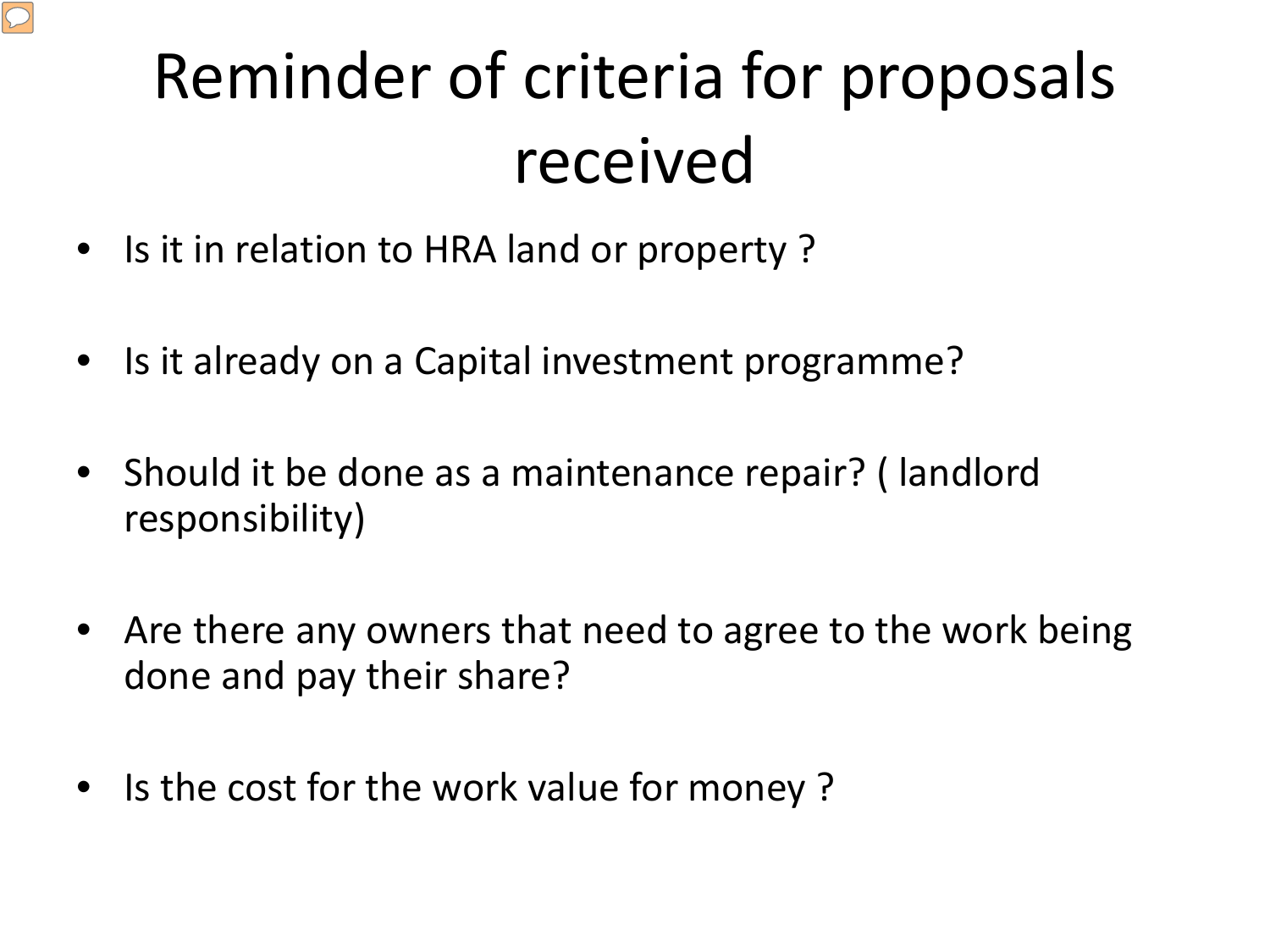# Reminder of criteria for proposals received

- Is it in relation to HRA land or property ?
- Is it already on a Capital investment programme?
- Should it be done as a maintenance repair? ( landlord responsibility)
- Are there any owners that need to agree to the work being done and pay their share?
- Is the cost for the work value for money ?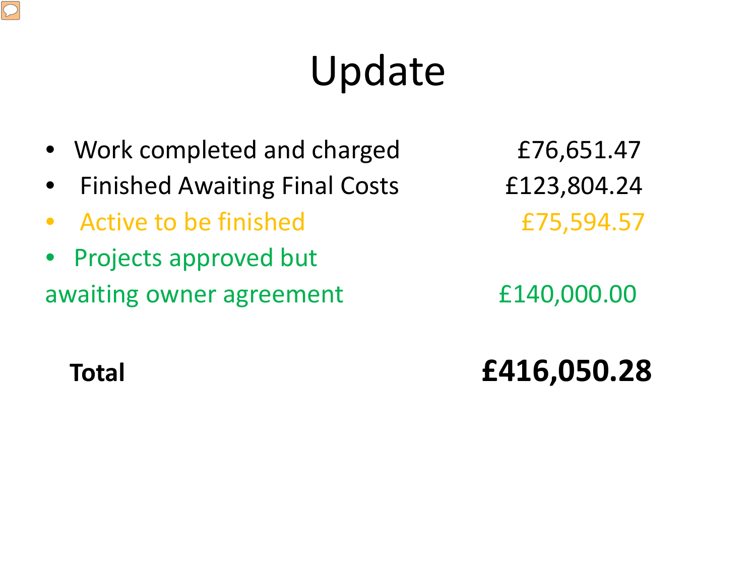# Update

| | |
|---|---|
| Work completed and charged | £76,651.47 |
| Finished Awaiting Final Costs | £123,804.24 |
| Active to be finished | £75,594.57 |
| Projects approved but awaiting owner agreement | £140,000.00 |
| **Total** | **£416,050.28** |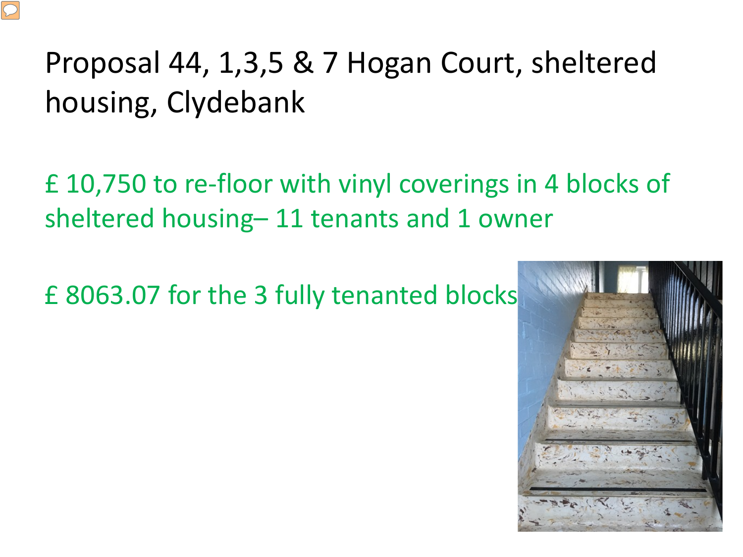# Proposal 44, 1,3,5 & 7 Hogan Court, sheltered housing, Clydebank

£ 10,750 to re-floor with vinyl coverings in 4 blocks of sheltered housing– 11 tenants and 1 owner

£ 8063.07 for the 3 fully tenanted blocks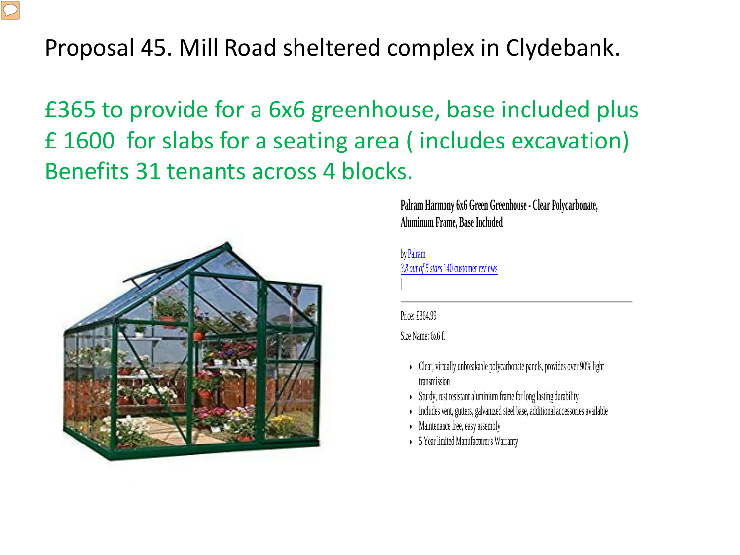# Proposal 45. Mill Road sheltered complex in Clydebank.

£365 to provide for a 6x6 greenhouse, base included plus £ 1600 for slabs for a seating area ( includes excavation) Benefits 31 tenants across 4 blocks.

**Palram Harmony 6x6 Green Greenhouse - Clear Polycarbonate, Aluminum Frame, Base Included**

by Palram
3.8 out of 5 stars 140 customer reviews

Price: £364.99

Size Name: 6x6 ft

- Clear, virtually unbreakable polycarbonate panels, provides over 90% light transmission
- Sturdy, rust resistant aluminium frame for long lasting durability
- Includes vent, gutters, galvanized steel base, additional accessories available
- Maintenance free, easy assembly
- 5 Year limited Manufacturer's Warranty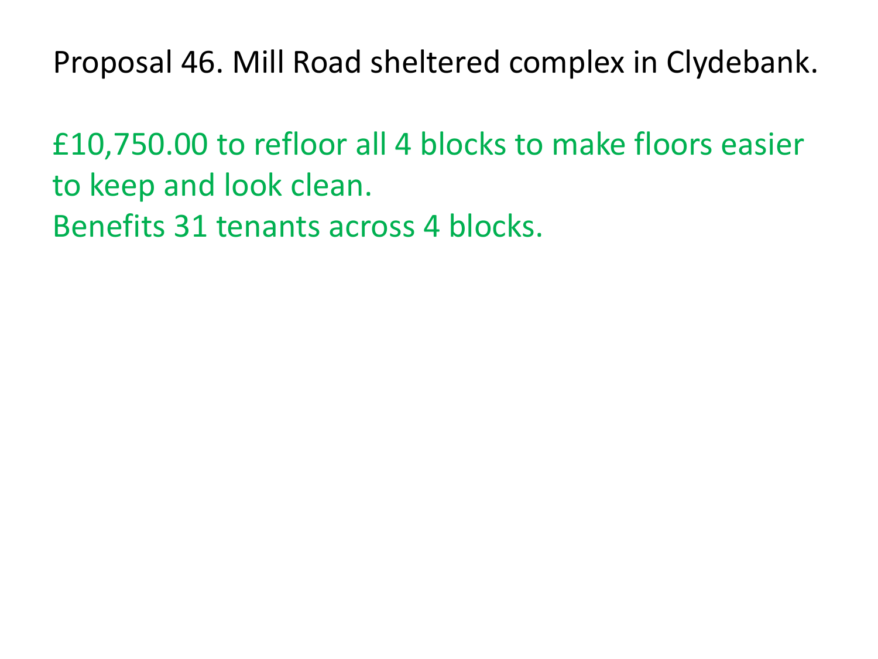Proposal 46. Mill Road sheltered complex in Clydebank.

£10,750.00 to refloor all 4 blocks to make floors easier to keep and look clean.
Benefits 31 tenants across 4 blocks.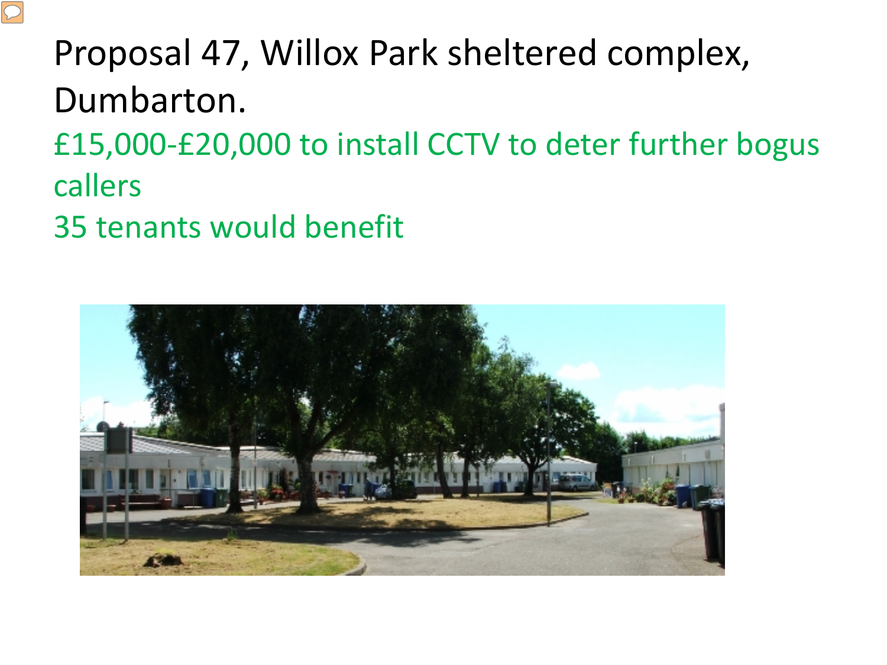# Proposal 47, Willox Park sheltered complex, Dumbarton.

£15,000-£20,000 to install CCTV to deter further bogus callers

35 tenants would benefit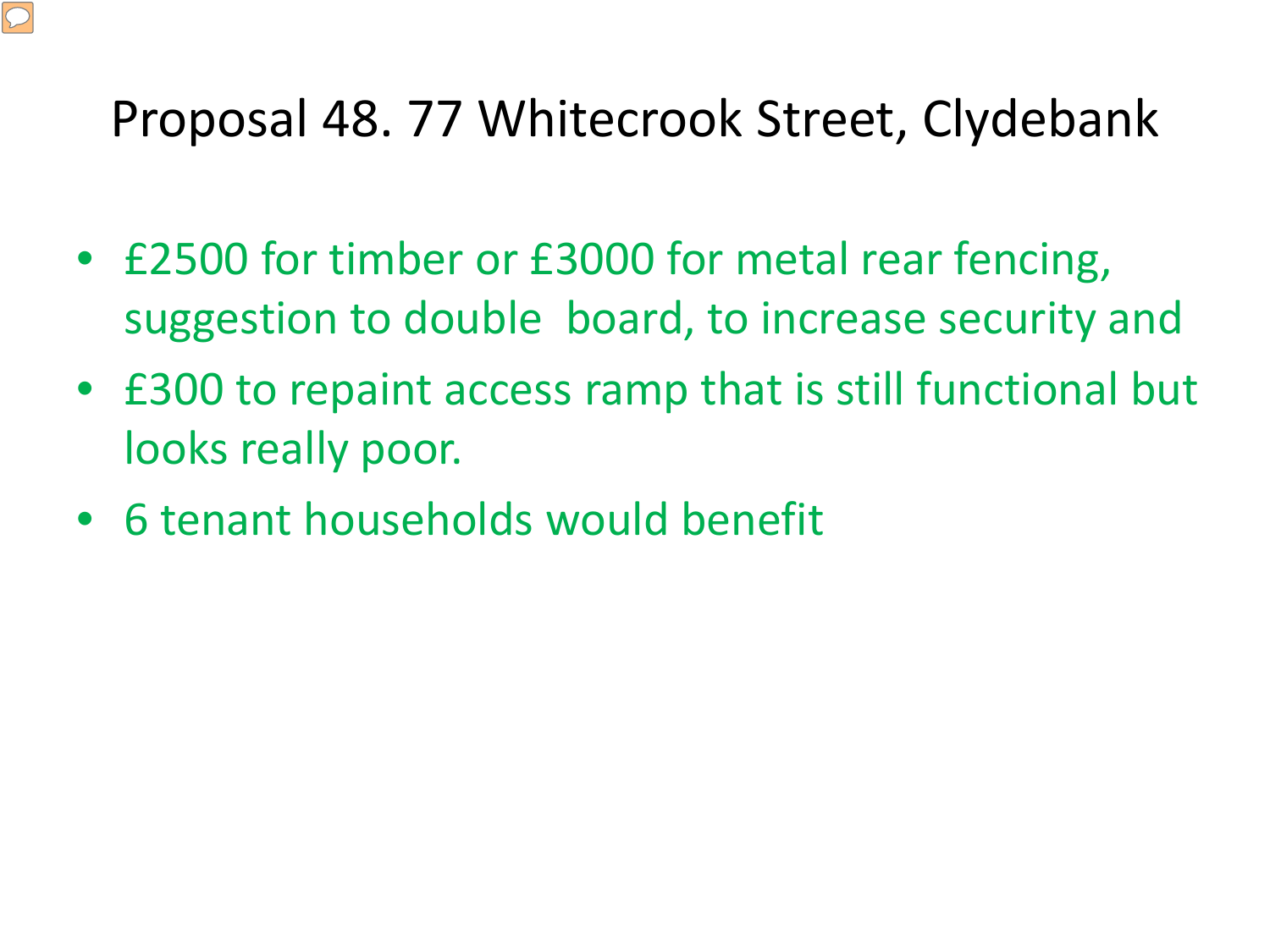# Proposal 48. 77 Whitecrook Street, Clydebank

- £2500 for timber or £3000 for metal rear fencing, suggestion to double  board, to increase security and
- £300 to repaint access ramp that is still functional but looks really poor.
- 6 tenant households would benefit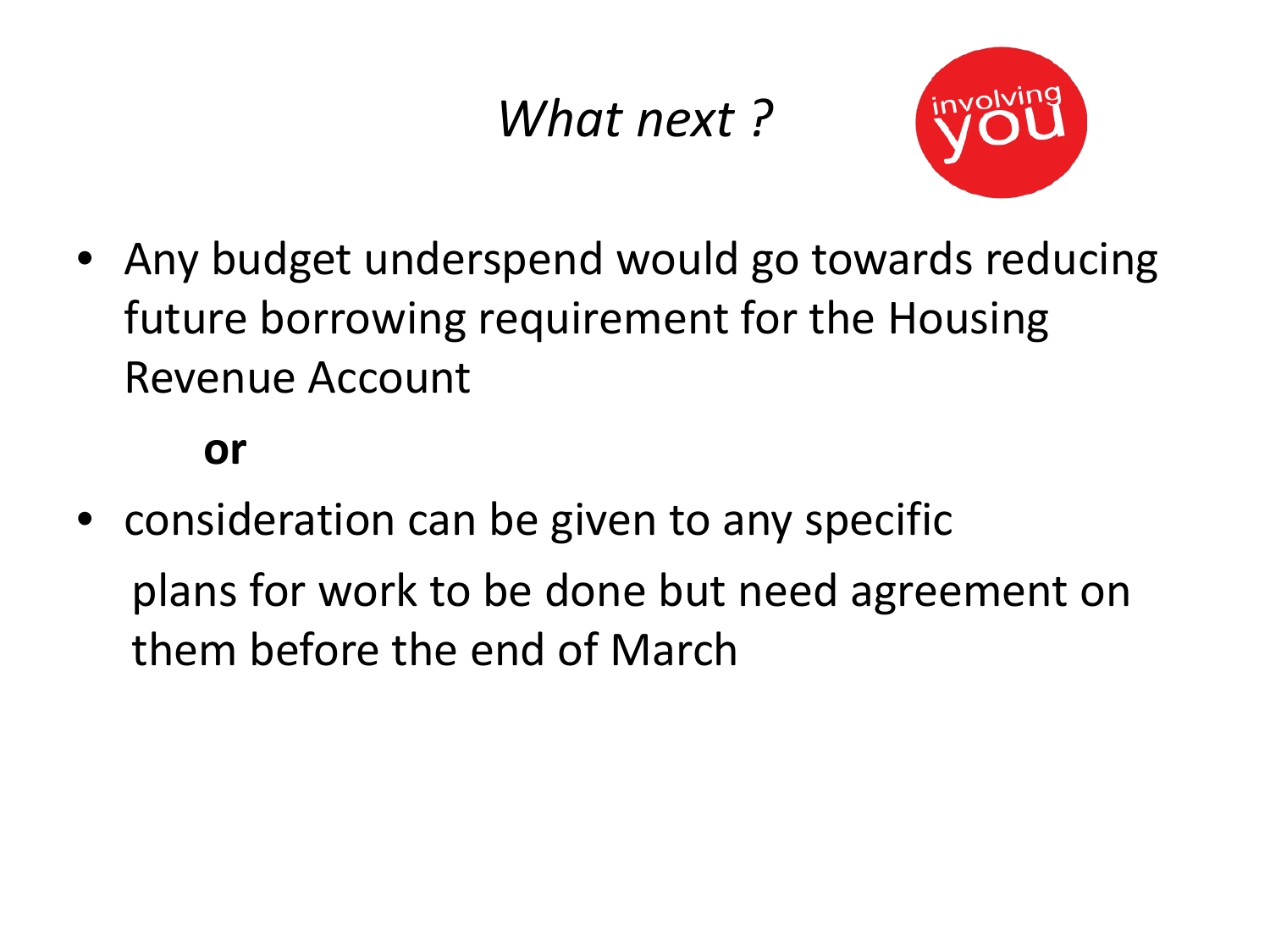# *What next ?*

involving you

- Any budget underspend would go towards reducing future borrowing requirement for the Housing Revenue Account

**or**

- consideration can be given to any specific plans for work to be done but need agreement on them before the end of March